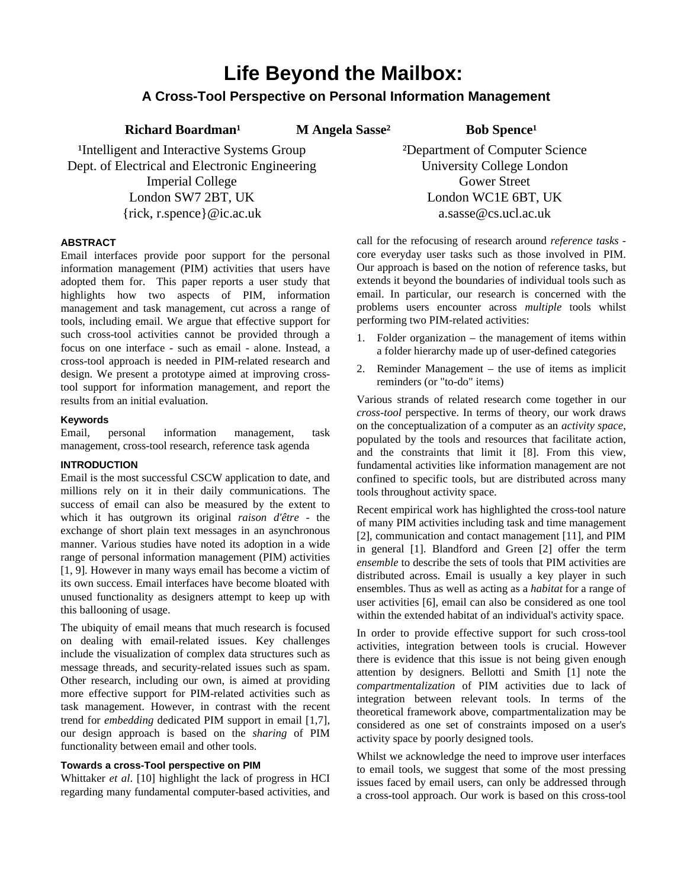# Life Beyond the Mailbox:

## A Cross-Tool Perspective on Personal Information Management

**Richard Boardman**[1] **M Angela Sasse**[2] **Bob Spence**[1]

[1]Intelligent and Interactive Systems Group
Dept. of Electrical and Electronic Engineering
Imperial College
London SW7 2BT, UK
{rick, r.spence}@ic.ac.uk

[2]Department of Computer Science
University College London
Gower Street
London WC1E 6BT, UK
a.sasse@cs.ucl.ac.uk

### ABSTRACT

Email interfaces provide poor support for the personal information management (PIM) activities that users have adopted them for. This paper reports a user study that highlights how two aspects of PIM, information management and task management, cut across a range of tools, including email. We argue that effective support for such cross-tool activities cannot be provided through a focus on one interface - such as email - alone. Instead, a cross-tool approach is needed in PIM-related research and design. We present a prototype aimed at improving cross-tool support for information management, and report the results from an initial evaluation.

### Keywords

Email, personal information management, task management, cross-tool research, reference task agenda

### INTRODUCTION

Email is the most successful CSCW application to date, and millions rely on it in their daily communications. The success of email can also be measured by the extent to which it has outgrown its original *raison d'être* - the exchange of short plain text messages in an asynchronous manner. Various studies have noted its adoption in a wide range of personal information management (PIM) activities [1, 9]. However in many ways email has become a victim of its own success. Email interfaces have become bloated with unused functionality as designers attempt to keep up with this ballooning of usage.

The ubiquity of email means that much research is focused on dealing with email-related issues. Key challenges include the visualization of complex data structures such as message threads, and security-related issues such as spam. Other research, including our own, is aimed at providing more effective support for PIM-related activities such as task management. However, in contrast with the recent trend for *embedding* dedicated PIM support in email [1,7], our design approach is based on the *sharing* of PIM functionality between email and other tools.

#### Towards a cross-Tool perspective on PIM

Whittaker *et al*. [10] highlight the lack of progress in HCI regarding many fundamental computer-based activities, and call for the refocusing of research around *reference tasks* - core everyday user tasks such as those involved in PIM. Our approach is based on the notion of reference tasks, but extends it beyond the boundaries of individual tools such as email. In particular, our research is concerned with the problems users encounter across *multiple* tools whilst performing two PIM-related activities:

1. Folder organization – the management of items within a folder hierarchy made up of user-defined categories
2. Reminder Management – the use of items as implicit reminders (or "to-do" items)

Various strands of related research come together in our *cross-tool* perspective. In terms of theory, our work draws on the conceptualization of a computer as an *activity space*, populated by the tools and resources that facilitate action, and the constraints that limit it [8]. From this view, fundamental activities like information management are not confined to specific tools, but are distributed across many tools throughout activity space.

Recent empirical work has highlighted the cross-tool nature of many PIM activities including task and time management [2], communication and contact management [11], and PIM in general [1]. Blandford and Green [2] offer the term *ensemble* to describe the sets of tools that PIM activities are distributed across. Email is usually a key player in such ensembles. Thus as well as acting as a *habitat* for a range of user activities [6], email can also be considered as one tool within the extended habitat of an individual's activity space.

In order to provide effective support for such cross-tool activities, integration between tools is crucial. However there is evidence that this issue is not being given enough attention by designers. Bellotti and Smith [1] note the *compartmentalization* of PIM activities due to lack of integration between relevant tools. In terms of the theoretical framework above, compartmentalization may be considered as one set of constraints imposed on a user's activity space by poorly designed tools.

Whilst we acknowledge the need to improve user interfaces to email tools, we suggest that some of the most pressing issues faced by email users, can only be addressed through a cross-tool approach. Our work is based on this cross-tool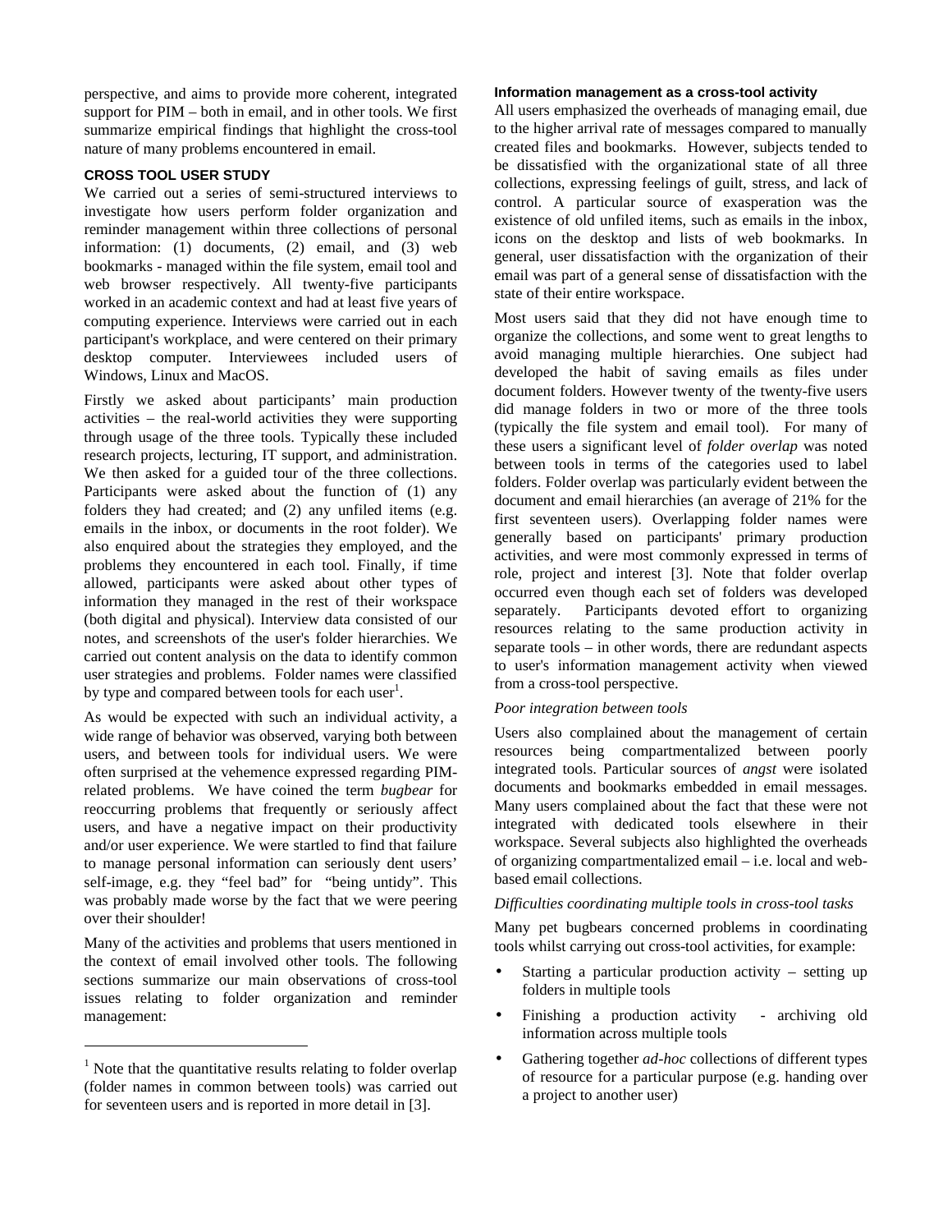perspective, and aims to provide more coherent, integrated support for PIM – both in email, and in other tools. We first summarize empirical findings that highlight the cross-tool nature of many problems encountered in email.

## CROSS TOOL USER STUDY

We carried out a series of semi-structured interviews to investigate how users perform folder organization and reminder management within three collections of personal information: (1) documents, (2) email, and (3) web bookmarks - managed within the file system, email tool and web browser respectively. All twenty-five participants worked in an academic context and had at least five years of computing experience. Interviews were carried out in each participant's workplace, and were centered on their primary desktop computer. Interviewees included users of Windows, Linux and MacOS.

Firstly we asked about participants' main production activities – the real-world activities they were supporting through usage of the three tools. Typically these included research projects, lecturing, IT support, and administration. We then asked for a guided tour of the three collections. Participants were asked about the function of (1) any folders they had created; and (2) any unfiled items (e.g. emails in the inbox, or documents in the root folder). We also enquired about the strategies they employed, and the problems they encountered in each tool. Finally, if time allowed, participants were asked about other types of information they managed in the rest of their workspace (both digital and physical). Interview data consisted of our notes, and screenshots of the user's folder hierarchies. We carried out content analysis on the data to identify common user strategies and problems. Folder names were classified by type and compared between tools for each user[1].

As would be expected with such an individual activity, a wide range of behavior was observed, varying both between users, and between tools for individual users. We were often surprised at the vehemence expressed regarding PIM-related problems. We have coined the term *bugbear* for reoccurring problems that frequently or seriously affect users, and have a negative impact on their productivity and/or user experience. We were startled to find that failure to manage personal information can seriously dent users' self-image, e.g. they "feel bad" for "being untidy". This was probably made worse by the fact that we were peering over their shoulder!

Many of the activities and problems that users mentioned in the context of email involved other tools. The following sections summarize our main observations of cross-tool issues relating to folder organization and reminder management:

[1] Note that the quantitative results relating to folder overlap (folder names in common between tools) was carried out for seventeen users and is reported in more detail in [3].

### Information management as a cross-tool activity

All users emphasized the overheads of managing email, due to the higher arrival rate of messages compared to manually created files and bookmarks. However, subjects tended to be dissatisfied with the organizational state of all three collections, expressing feelings of guilt, stress, and lack of control. A particular source of exasperation was the existence of old unfiled items, such as emails in the inbox, icons on the desktop and lists of web bookmarks. In general, user dissatisfaction with the organization of their email was part of a general sense of dissatisfaction with the state of their entire workspace.

Most users said that they did not have enough time to organize the collections, and some went to great lengths to avoid managing multiple hierarchies. One subject had developed the habit of saving emails as files under document folders. However twenty of the twenty-five users did manage folders in two or more of the three tools (typically the file system and email tool). For many of these users a significant level of *folder overlap* was noted between tools in terms of the categories used to label folders. Folder overlap was particularly evident between the document and email hierarchies (an average of 21% for the first seventeen users). Overlapping folder names were generally based on participants' primary production activities, and were most commonly expressed in terms of role, project and interest [3]. Note that folder overlap occurred even though each set of folders was developed separately. Participants devoted effort to organizing resources relating to the same production activity in separate tools – in other words, there are redundant aspects to user's information management activity when viewed from a cross-tool perspective.

*Poor integration between tools*

Users also complained about the management of certain resources being compartmentalized between poorly integrated tools. Particular sources of *angst* were isolated documents and bookmarks embedded in email messages. Many users complained about the fact that these were not integrated with dedicated tools elsewhere in their workspace. Several subjects also highlighted the overheads of organizing compartmentalized email – i.e. local and web-based email collections.

*Difficulties coordinating multiple tools in cross-tool tasks*

Many pet bugbears concerned problems in coordinating tools whilst carrying out cross-tool activities, for example:

- Starting a particular production activity – setting up folders in multiple tools
- Finishing a production activity - archiving old information across multiple tools
- Gathering together *ad-hoc* collections of different types of resource for a particular purpose (e.g. handing over a project to another user)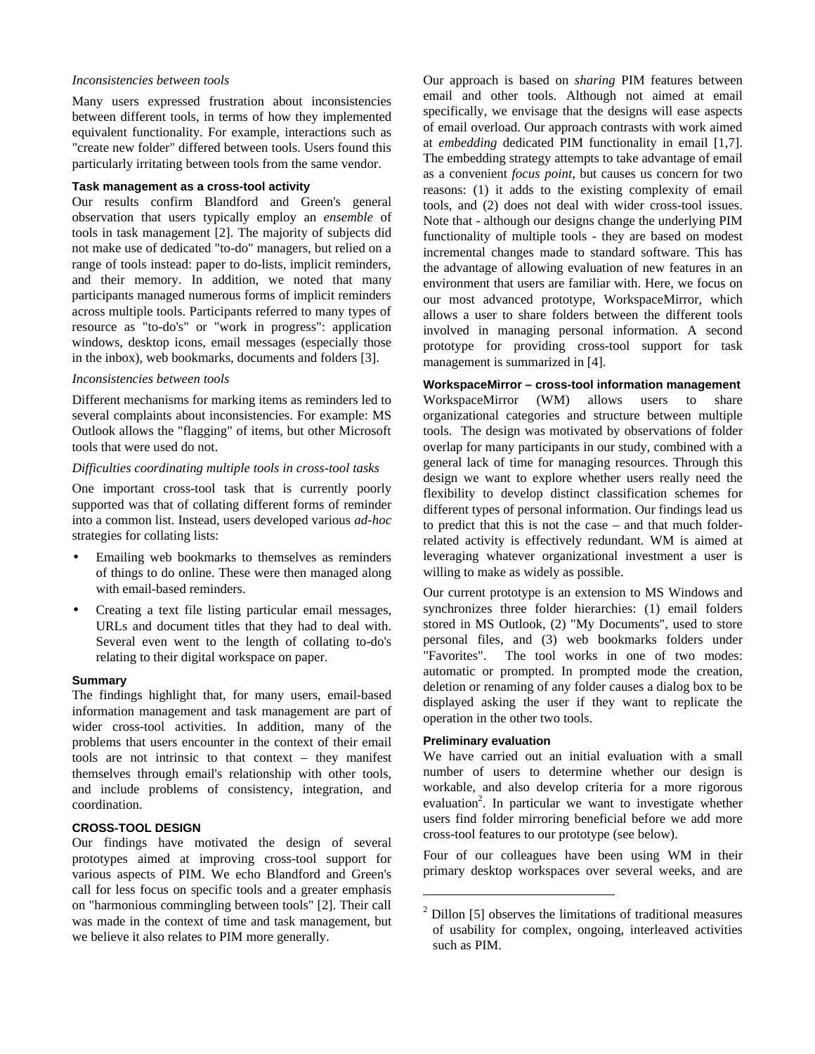*Inconsistencies between tools*

Many users expressed frustration about inconsistencies between different tools, in terms of how they implemented equivalent functionality. For example, interactions such as "create new folder" differed between tools. Users found this particularly irritating between tools from the same vendor.

### Task management as a cross-tool activity

Our results confirm Blandford and Green's general observation that users typically employ an *ensemble* of tools in task management [2]. The majority of subjects did not make use of dedicated "to-do" managers, but relied on a range of tools instead: paper to do-lists, implicit reminders, and their memory. In addition, we noted that many participants managed numerous forms of implicit reminders across multiple tools. Participants referred to many types of resource as "to-do's" or "work in progress": application windows, desktop icons, email messages (especially those in the inbox), web bookmarks, documents and folders [3].

*Inconsistencies between tools*

Different mechanisms for marking items as reminders led to several complaints about inconsistencies. For example: MS Outlook allows the "flagging" of items, but other Microsoft tools that were used do not.

*Difficulties coordinating multiple tools in cross-tool tasks*

One important cross-tool task that is currently poorly supported was that of collating different forms of reminder into a common list. Instead, users developed various *ad-hoc* strategies for collating lists:

- Emailing web bookmarks to themselves as reminders of things to do online. These were then managed along with email-based reminders.
- Creating a text file listing particular email messages, URLs and document titles that they had to deal with. Several even went to the length of collating to-do's relating to their digital workspace on paper.

### Summary

The findings highlight that, for many users, email-based information management and task management are part of wider cross-tool activities. In addition, many of the problems that users encounter in the context of their email tools are not intrinsic to that context – they manifest themselves through email's relationship with other tools, and include problems of consistency, integration, and coordination.

## CROSS-TOOL DESIGN

Our findings have motivated the design of several prototypes aimed at improving cross-tool support for various aspects of PIM. We echo Blandford and Green's call for less focus on specific tools and a greater emphasis on "harmonious commingling between tools" [2]. Their call was made in the context of time and task management, but we believe it also relates to PIM more generally.

Our approach is based on *sharing* PIM features between email and other tools. Although not aimed at email specifically, we envisage that the designs will ease aspects of email overload. Our approach contrasts with work aimed at *embedding* dedicated PIM functionality in email [1,7]. The embedding strategy attempts to take advantage of email as a convenient *focus point*, but causes us concern for two reasons: (1) it adds to the existing complexity of email tools, and (2) does not deal with wider cross-tool issues. Note that - although our designs change the underlying PIM functionality of multiple tools - they are based on modest incremental changes made to standard software. This has the advantage of allowing evaluation of new features in an environment that users are familiar with. Here, we focus on our most advanced prototype, WorkspaceMirror, which allows a user to share folders between the different tools involved in managing personal information. A second prototype for providing cross-tool support for task management is summarized in [4].

### WorkspaceMirror – cross-tool information management

WorkspaceMirror (WM) allows users to share organizational categories and structure between multiple tools. The design was motivated by observations of folder overlap for many participants in our study, combined with a general lack of time for managing resources. Through this design we want to explore whether users really need the flexibility to develop distinct classification schemes for different types of personal information. Our findings lead us to predict that this is not the case – and that much folder-related activity is effectively redundant. WM is aimed at leveraging whatever organizational investment a user is willing to make as widely as possible.

Our current prototype is an extension to MS Windows and synchronizes three folder hierarchies: (1) email folders stored in MS Outlook, (2) "My Documents", used to store personal files, and (3) web bookmarks folders under "Favorites". The tool works in one of two modes: automatic or prompted. In prompted mode the creation, deletion or renaming of any folder causes a dialog box to be displayed asking the user if they want to replicate the operation in the other two tools.

### Preliminary evaluation

We have carried out an initial evaluation with a small number of users to determine whether our design is workable, and also develop criteria for a more rigorous evaluation[2]. In particular we want to investigate whether users find folder mirroring beneficial before we add more cross-tool features to our prototype (see below).

Four of our colleagues have been using WM in their primary desktop workspaces over several weeks, and are

[2] Dillon [5] observes the limitations of traditional measures of usability for complex, ongoing, interleaved activities such as PIM.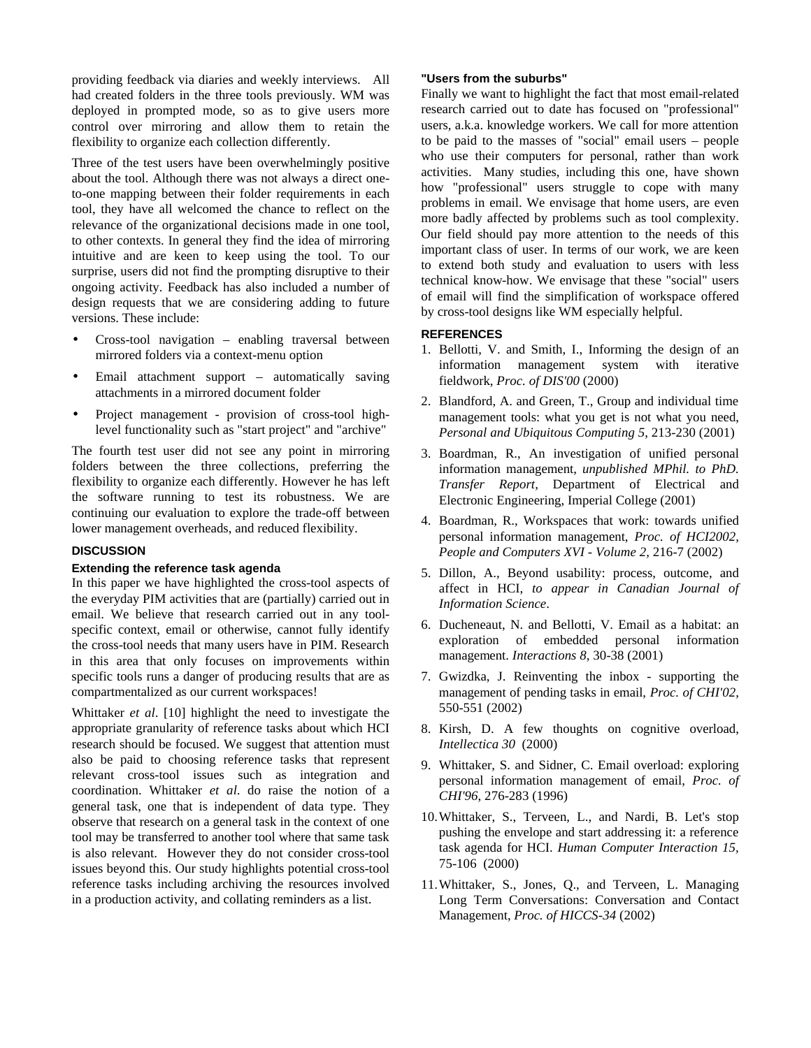providing feedback via diaries and weekly interviews. All had created folders in the three tools previously. WM was deployed in prompted mode, so as to give users more control over mirroring and allow them to retain the flexibility to organize each collection differently.

Three of the test users have been overwhelmingly positive about the tool. Although there was not always a direct one-to-one mapping between their folder requirements in each tool, they have all welcomed the chance to reflect on the relevance of the organizational decisions made in one tool, to other contexts. In general they find the idea of mirroring intuitive and are keen to keep using the tool. To our surprise, users did not find the prompting disruptive to their ongoing activity. Feedback has also included a number of design requests that we are considering adding to future versions. These include:

- Cross-tool navigation – enabling traversal between mirrored folders via a context-menu option
- Email attachment support – automatically saving attachments in a mirrored document folder
- Project management - provision of cross-tool high-level functionality such as "start project" and "archive"

The fourth test user did not see any point in mirroring folders between the three collections, preferring the flexibility to organize each differently. However he has left the software running to test its robustness. We are continuing our evaluation to explore the trade-off between lower management overheads, and reduced flexibility.

## DISCUSSION

### Extending the reference task agenda

In this paper we have highlighted the cross-tool aspects of the everyday PIM activities that are (partially) carried out in email. We believe that research carried out in any tool-specific context, email or otherwise, cannot fully identify the cross-tool needs that many users have in PIM. Research in this area that only focuses on improvements within specific tools runs a danger of producing results that are as compartmentalized as our current workspaces!

Whittaker *et al*. [10] highlight the need to investigate the appropriate granularity of reference tasks about which HCI research should be focused. We suggest that attention must also be paid to choosing reference tasks that represent relevant cross-tool issues such as integration and coordination. Whittaker *et al.* do raise the notion of a general task, one that is independent of data type. They observe that research on a general task in the context of one tool may be transferred to another tool where that same task is also relevant. However they do not consider cross-tool issues beyond this. Our study highlights potential cross-tool reference tasks including archiving the resources involved in a production activity, and collating reminders as a list.

### "Users from the suburbs"

Finally we want to highlight the fact that most email-related research carried out to date has focused on "professional" users, a.k.a. knowledge workers. We call for more attention to be paid to the masses of "social" email users – people who use their computers for personal, rather than work activities. Many studies, including this one, have shown how "professional" users struggle to cope with many problems in email. We envisage that home users, are even more badly affected by problems such as tool complexity. Our field should pay more attention to the needs of this important class of user. In terms of our work, we are keen to extend both study and evaluation to users with less technical know-how. We envisage that these "social" users of email will find the simplification of workspace offered by cross-tool designs like WM especially helpful.

## REFERENCES

1. Bellotti, V. and Smith, I., Informing the design of an information management system with iterative fieldwork, *Proc. of DIS'00* (2000)
2. Blandford, A. and Green, T., Group and individual time management tools: what you get is not what you need, *Personal and Ubiquitous Computing 5*, 213-230 (2001)
3. Boardman, R., An investigation of unified personal information management, *unpublished MPhil. to PhD. Transfer Report*, Department of Electrical and Electronic Engineering, Imperial College (2001)
4. Boardman, R., Workspaces that work: towards unified personal information management, *Proc. of HCI2002, People and Computers XVI - Volume 2*, 216-7 (2002)
5. Dillon, A., Beyond usability: process, outcome, and affect in HCI, *to appear in Canadian Journal of Information Science*.
6. Ducheneaut, N. and Bellotti, V. Email as a habitat: an exploration of embedded personal information management. *Interactions 8*, 30-38 (2001)
7. Gwizdka, J. Reinventing the inbox - supporting the management of pending tasks in email, *Proc. of CHI'02*, 550-551 (2002)
8. Kirsh, D. A few thoughts on cognitive overload, *Intellectica 30* (2000)
9. Whittaker, S. and Sidner, C. Email overload: exploring personal information management of email, *Proc. of CHI'96*, 276-283 (1996)
10. Whittaker, S., Terveen, L., and Nardi, B. Let's stop pushing the envelope and start addressing it: a reference task agenda for HCI. *Human Computer Interaction 15*, 75-106 (2000)
11. Whittaker, S., Jones, Q., and Terveen, L. Managing Long Term Conversations: Conversation and Contact Management, *Proc. of HICCS-34* (2002)